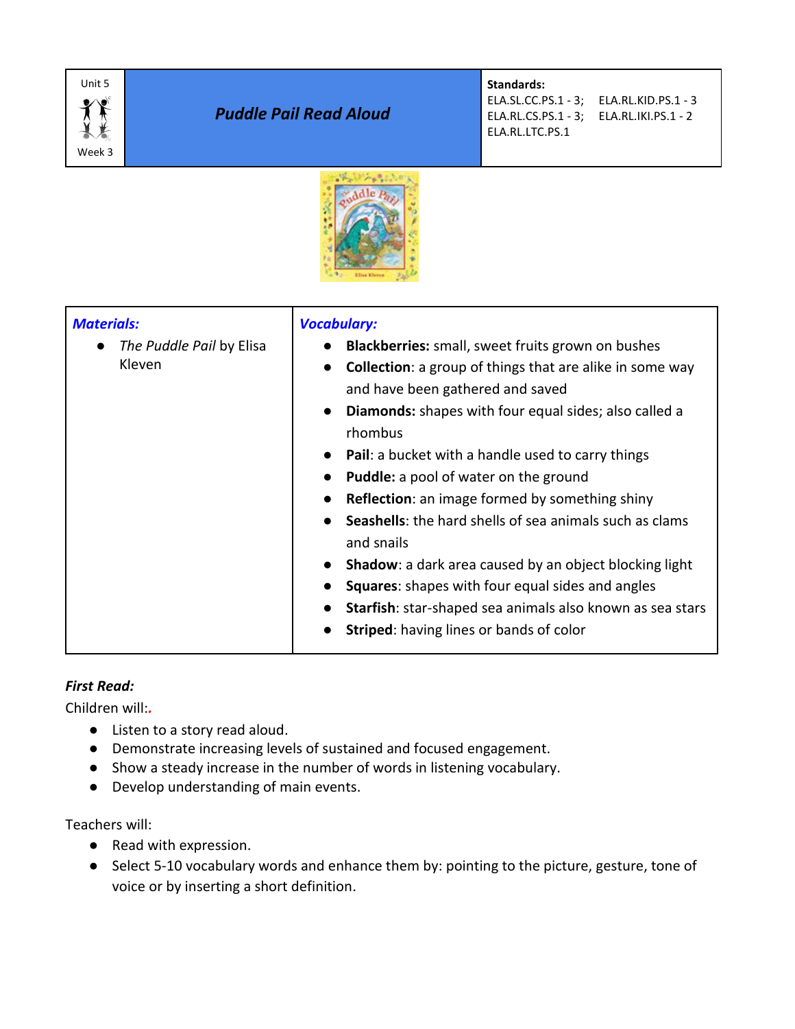| Unit 5 Week 3 | ***Puddle Pail Read Aloud*** | **Standards:** ELA.SL.CC.PS.1 - 3; ELA.RL.KID.PS.1 - 3 ELA.RL.CS.PS.1 - 3; ELA.RL.IKI.PS.1 - 2 ELA.RL.LTC.PS.1 |
|---|---|---|

| ***Materials:*** | ***Vocabulary:*** |
|---|---|
| • *The Puddle Pail* by Elisa Kleven | • **Blackberries:** small, sweet fruits grown on bushes<br>• **Collection**: a group of things that are alike in some way and have been gathered and saved<br>• **Diamonds:** shapes with four equal sides; also called a rhombus<br>• **Pail**: a bucket with a handle used to carry things<br>• **Puddle:** a pool of water on the ground<br>• **Reflection**: an image formed by something shiny<br>• **Seashells**: the hard shells of sea animals such as clams and snails<br>• **Shadow**: a dark area caused by an object blocking light<br>• **Squares**: shapes with four equal sides and angles<br>• **Starfish**: star-shaped sea animals also known as sea stars<br>• **Striped**: having lines or bands of color |

***First Read:***

Children will:.

- Listen to a story read aloud.
- Demonstrate increasing levels of sustained and focused engagement.
- Show a steady increase in the number of words in listening vocabulary.
- Develop understanding of main events.

Teachers will:

- Read with expression.
- Select 5-10 vocabulary words and enhance them by: pointing to the picture, gesture, tone of voice or by inserting a short definition.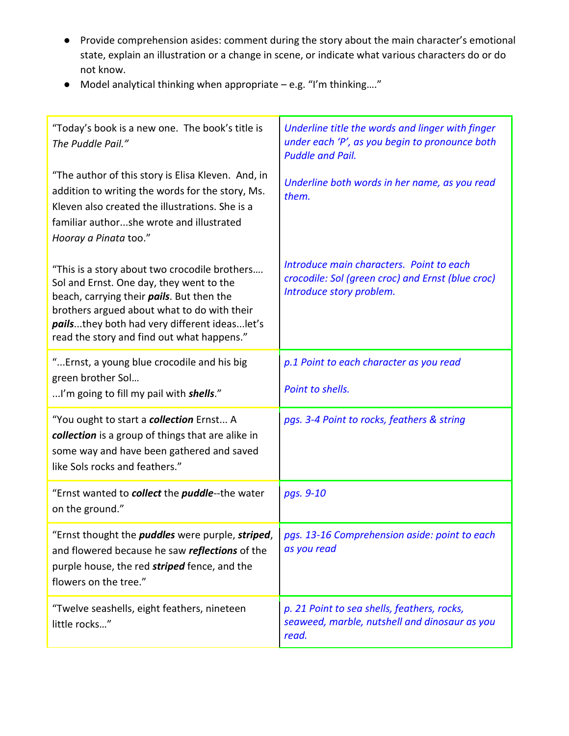- Provide comprehension asides: comment during the story about the main character's emotional state, explain an illustration or a change in scene, or indicate what various characters do or do not know.
- Model analytical thinking when appropriate – e.g. "I'm thinking…."

| | |
|---|---|
| "Today's book is a new one. The book's title is *The Puddle Pail."*<br><br>"The author of this story is Elisa Kleven. And, in addition to writing the words for the story, Ms. Kleven also created the illustrations. She is a familiar author...she wrote and illustrated *Hooray a Pinata* too."<br><br>"This is a story about two crocodile brothers…. Sol and Ernst. One day, they went to the beach, carrying their ***pails***. But then the brothers argued about what to do with their ***pails***...they both had very different ideas...let's read the story and find out what happens." | *Underline title the words and linger with finger under each 'P', as you begin to pronounce both Puddle and Pail.*<br><br>*Underline both words in her name, as you read them.*<br><br>*Introduce main characters. Point to each crocodile: Sol (green croc) and Ernst (blue croc) Introduce story problem.* |
| "...Ernst, a young blue crocodile and his big green brother Sol…<br>...I'm going to fill my pail with ***shells***." | *p.1 Point to each character as you read*<br><br>*Point to shells.* |
| "You ought to start a ***collection*** Ernst... A ***collection*** is a group of things that are alike in some way and have been gathered and saved like Sols rocks and feathers." | *pgs. 3-4 Point to rocks, feathers & string* |
| "Ernst wanted to ***collect*** the ***puddle***--the water on the ground." | *pgs. 9-10* |
| "Ernst thought the ***puddles*** were purple, ***striped***, and flowered because he saw ***reflections*** of the purple house, the red ***striped*** fence, and the flowers on the tree." | *pgs. 13-16 Comprehension aside: point to each as you read* |
| "Twelve seashells, eight feathers, nineteen little rocks…" | *p. 21 Point to sea shells, feathers, rocks, seaweed, marble, nutshell and dinosaur as you read.* |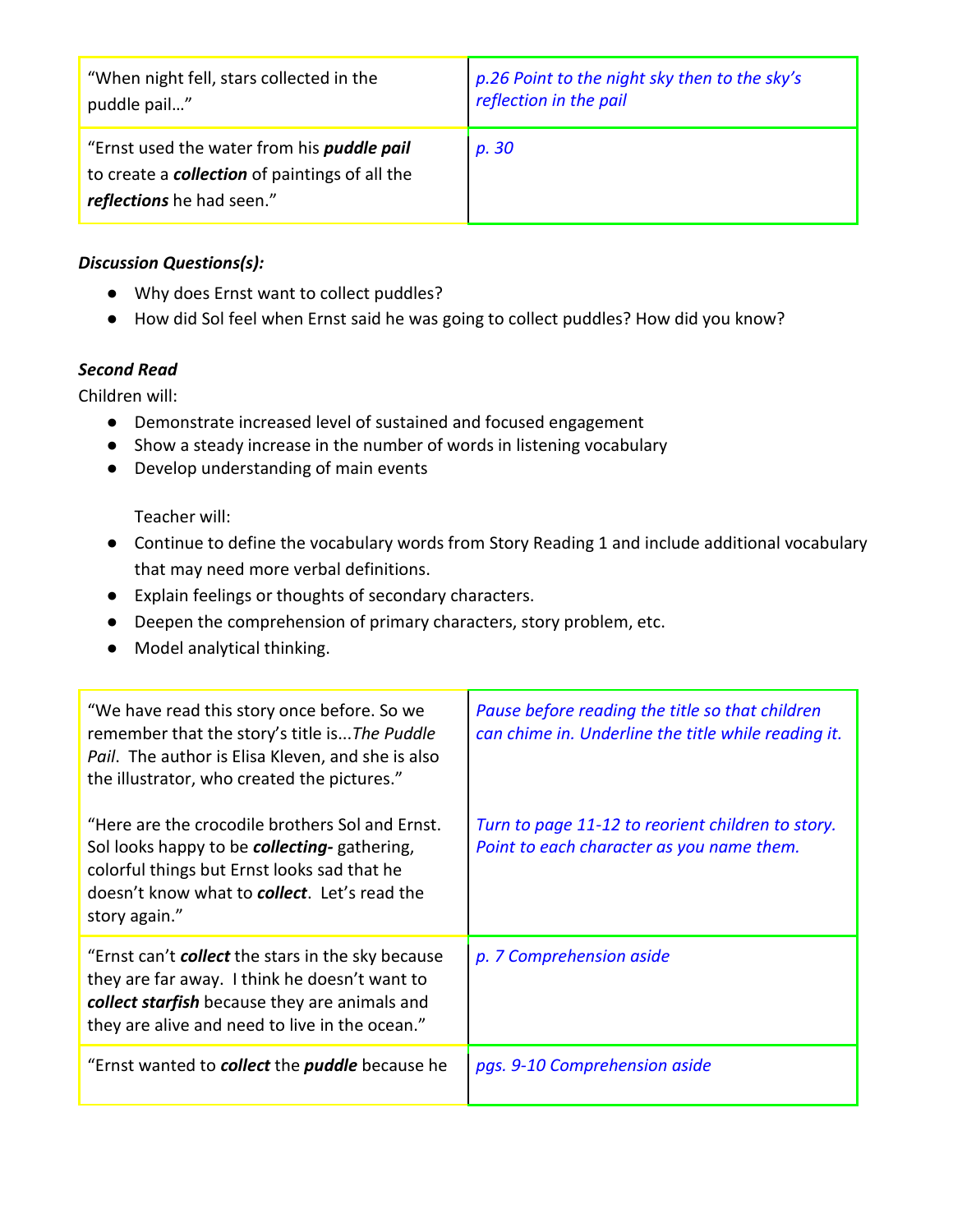| | |
|---|---|
| "When night fell, stars collected in the puddle pail…" | *p.26 Point to the night sky then to the sky's reflection in the pail* |
| "Ernst used the water from his ***puddle pail*** to create a ***collection*** of paintings of all the ***reflections*** he had seen." | *p. 30* |

***Discussion Questions(s):***

- Why does Ernst want to collect puddles?
- How did Sol feel when Ernst said he was going to collect puddles? How did you know?

***Second Read***

Children will:

- Demonstrate increased level of sustained and focused engagement
- Show a steady increase in the number of words in listening vocabulary
- Develop understanding of main events

Teacher will:

- Continue to define the vocabulary words from Story Reading 1 and include additional vocabulary that may need more verbal definitions.
- Explain feelings or thoughts of secondary characters.
- Deepen the comprehension of primary characters, story problem, etc.
- Model analytical thinking.

| | |
|---|---|
| "We have read this story once before. So we remember that the story's title is...*The Puddle Pail*. The author is Elisa Kleven, and she is also the illustrator, who created the pictures."<br><br>"Here are the crocodile brothers Sol and Ernst. Sol looks happy to be ***collecting-*** gathering, colorful things but Ernst looks sad that he doesn't know what to ***collect***. Let's read the story again." | *Pause before reading the title so that children can chime in. Underline the title while reading it.*<br><br>*Turn to page 11-12 to reorient children to story. Point to each character as you name them.* |
| "Ernst can't ***collect*** the stars in the sky because they are far away. I think he doesn't want to ***collect starfish*** because they are animals and they are alive and need to live in the ocean." | *p. 7 Comprehension aside* |
| "Ernst wanted to ***collect*** the ***puddle*** because he | *pgs. 9-10 Comprehension aside* |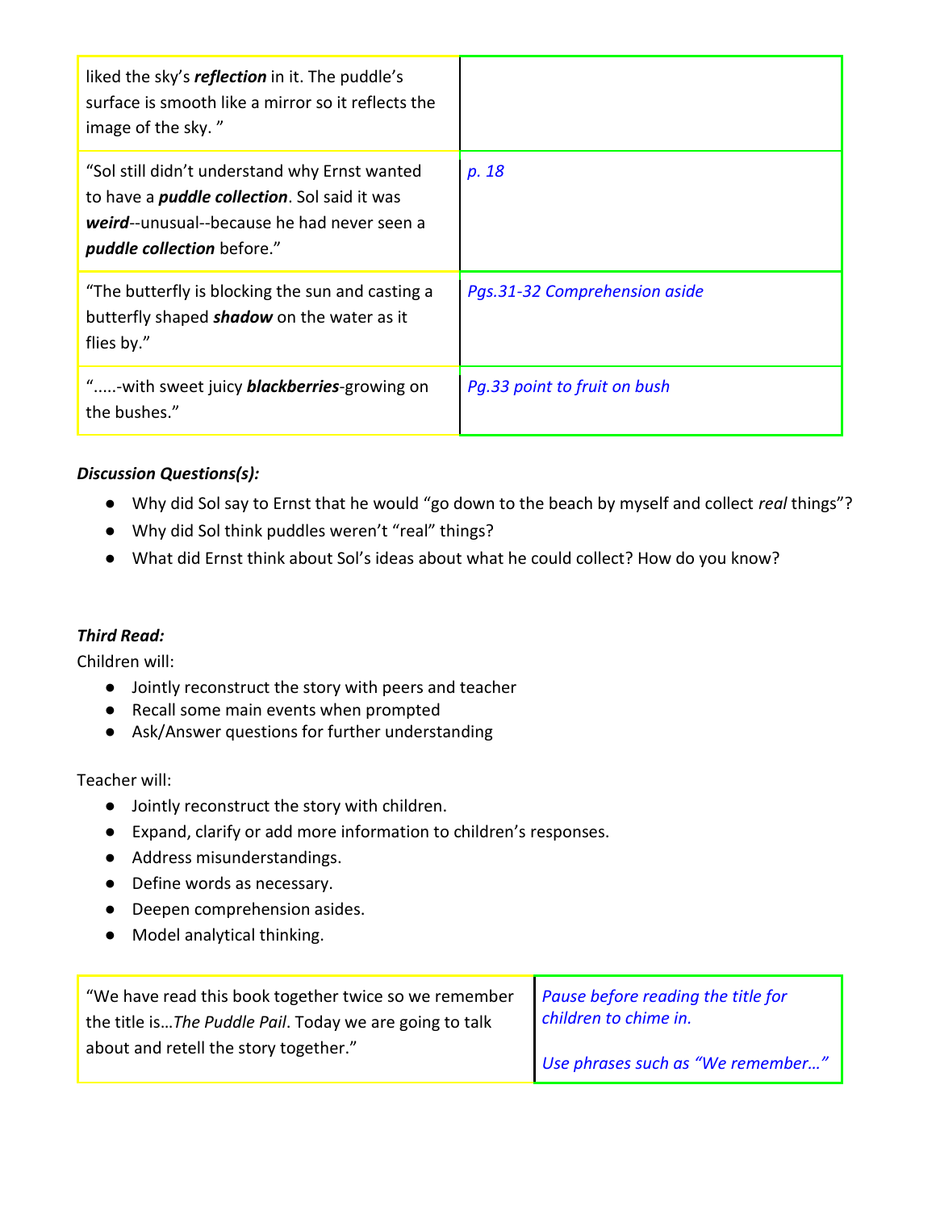| | |
|---|---|
| liked the sky's ***reflection*** in it. The puddle's surface is smooth like a mirror so it reflects the image of the sky. " | |
| "Sol still didn't understand why Ernst wanted to have a ***puddle collection***. Sol said it was ***weird***--unusual--because he had never seen a ***puddle collection*** before." | *p. 18* |
| "The butterfly is blocking the sun and casting a butterfly shaped ***shadow*** on the water as it flies by." | *Pgs.31-32 Comprehension aside* |
| ".....-with sweet juicy ***blackberries***-growing on the bushes." | *Pg.33 point to fruit on bush* |

***Discussion Questions(s):***

- Why did Sol say to Ernst that he would "go down to the beach by myself and collect *real* things"?
- Why did Sol think puddles weren't "real" things?
- What did Ernst think about Sol's ideas about what he could collect? How do you know?

***Third Read:***

Children will:

- Jointly reconstruct the story with peers and teacher
- Recall some main events when prompted
- Ask/Answer questions for further understanding

Teacher will:

- Jointly reconstruct the story with children.
- Expand, clarify or add more information to children's responses.
- Address misunderstandings.
- Define words as necessary.
- Deepen comprehension asides.
- Model analytical thinking.

| | |
|---|---|
| "We have read this book together twice so we remember the title is…*The Puddle Pail*. Today we are going to talk about and retell the story together." | *Pause before reading the title for children to chime in.*<br><br>*Use phrases such as "We remember…"* |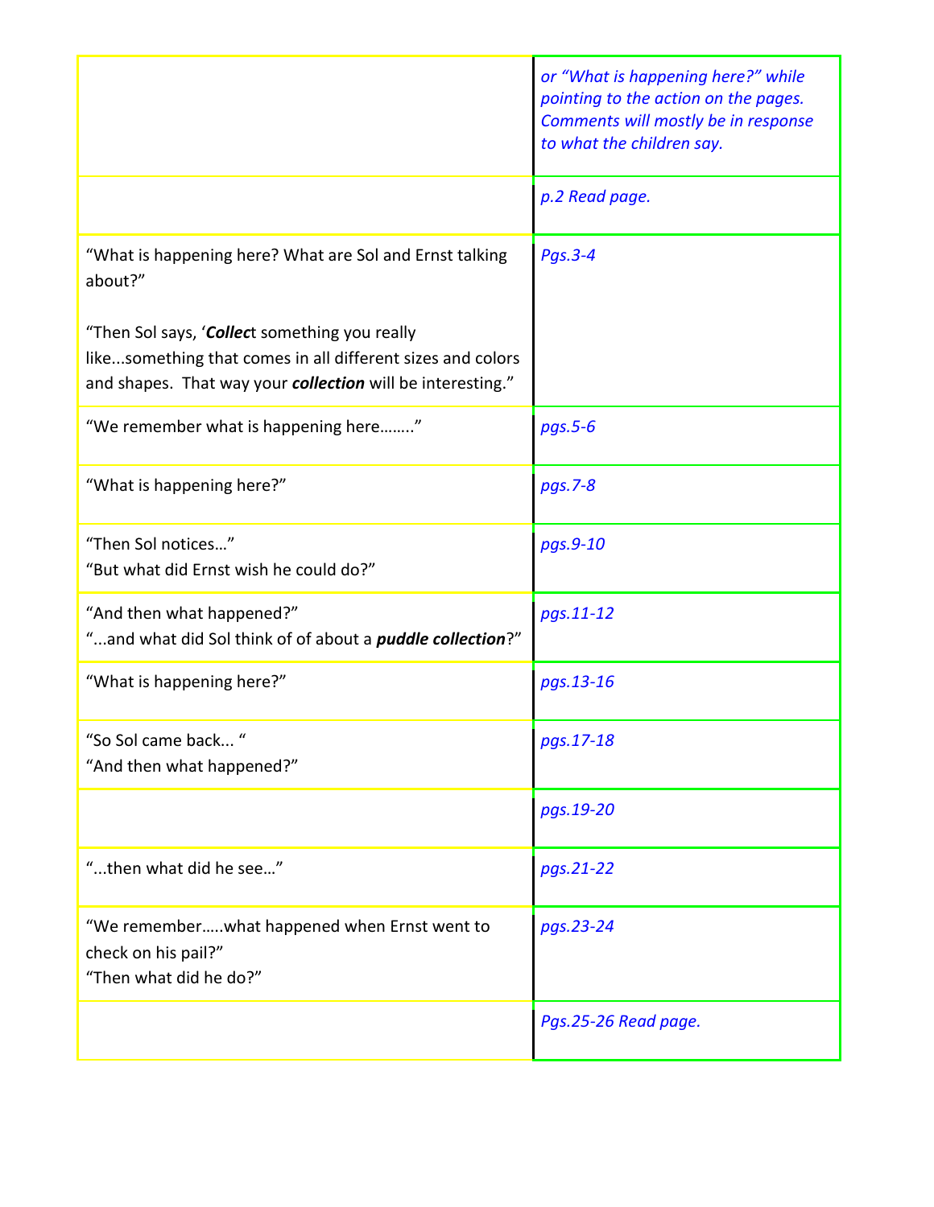| | |
|---|---|
| | *or "What is happening here?" while pointing to the action on the pages. Comments will mostly be in response to what the children say.* |
| | *p.2 Read page.* |
| "What is happening here? What are Sol and Ernst talking about?"<br><br>"Then Sol says, '***Collec***t something you really like...something that comes in all different sizes and colors and shapes. That way your ***collection*** will be interesting." | *Pgs.3-4* |
| "We remember what is happening here…….." | *pgs.5-6* |
| "What is happening here?" | *pgs.7-8* |
| "Then Sol notices…"<br>"But what did Ernst wish he could do?" | *pgs.9-10* |
| "And then what happened?"<br>"...and what did Sol think of of about a ***puddle collection***?" | *pgs.11-12* |
| "What is happening here?" | *pgs.13-16* |
| "So Sol came back... "<br>"And then what happened?" | *pgs.17-18* |
| | *pgs.19-20* |
| "...then what did he see…" | *pgs.21-22* |
| "We remember…..what happened when Ernst went to check on his pail?"<br>"Then what did he do?" | *pgs.23-24* |
| | *Pgs.25-26 Read page.* |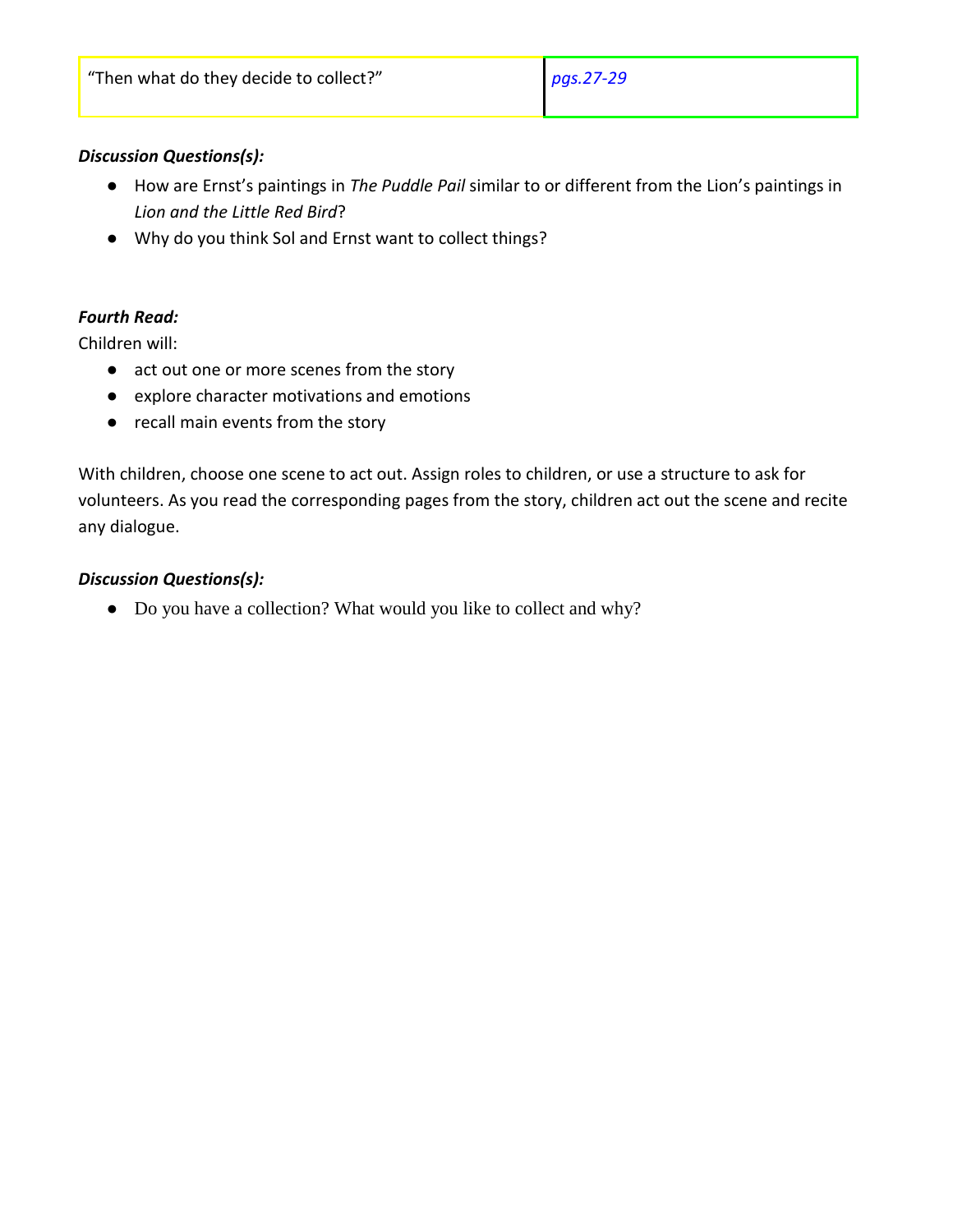| “Then what do they decide to collect?” | *pgs.27-29* |
|---|---|

***Discussion Questions(s):***

- How are Ernst’s paintings in *The Puddle Pail* similar to or different from the Lion’s paintings in *Lion and the Little Red Bird*?
- Why do you think Sol and Ernst want to collect things?

***Fourth Read:***

Children will:

- act out one or more scenes from the story
- explore character motivations and emotions
- recall main events from the story

With children, choose one scene to act out. Assign roles to children, or use a structure to ask for volunteers. As you read the corresponding pages from the story, children act out the scene and recite any dialogue.

***Discussion Questions(s):***

- Do you have a collection? What would you like to collect and why?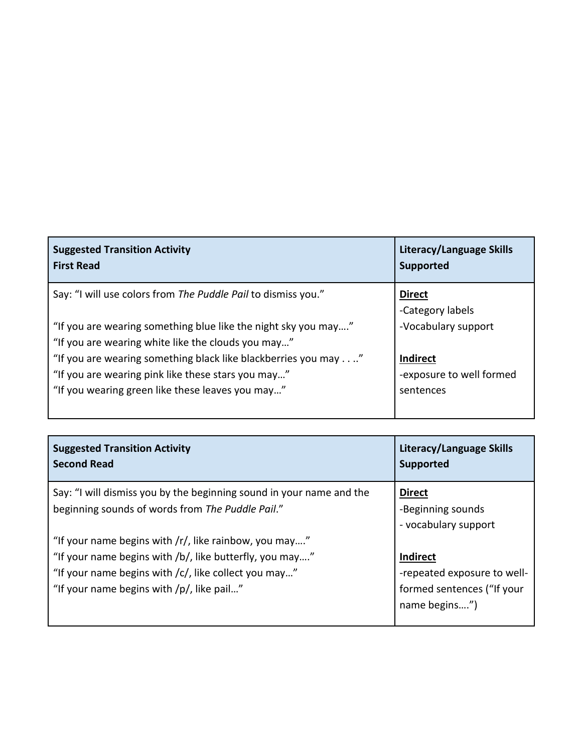| Suggested Transition Activity<br>First Read | Literacy/Language Skills Supported |
| --- | --- |
| Say: "I will use colors from *The Puddle Pail* to dismiss you."<br><br>"If you are wearing something blue like the night sky you may…."<br>"If you are wearing white like the clouds you may…"<br>"If you are wearing something black like blackberries you may . . . ."<br>"If you are wearing pink like these stars you may…"<br>"If you wearing green like these leaves you may…" | **<u>Direct</u>**<br>-Category labels<br>-Vocabulary support<br><br>**<u>Indirect</u>**<br>-exposure to well formed sentences |

| Suggested Transition Activity<br>Second Read | Literacy/Language Skills Supported |
| --- | --- |
| Say: "I will dismiss you by the beginning sound in your name and the beginning sounds of words from *The Puddle Pail*."<br><br>"If your name begins with /r/, like rainbow, you may…."<br>"If your name begins with /b/, like butterfly, you may…."<br>"If your name begins with /c/, like collect you may…"<br>"If your name begins with /p/, like pail…" | **<u>Direct</u>**<br>-Beginning sounds<br>- vocabulary support<br><br>**<u>Indirect</u>**<br>-repeated exposure to well-formed sentences ("If your name begins….") |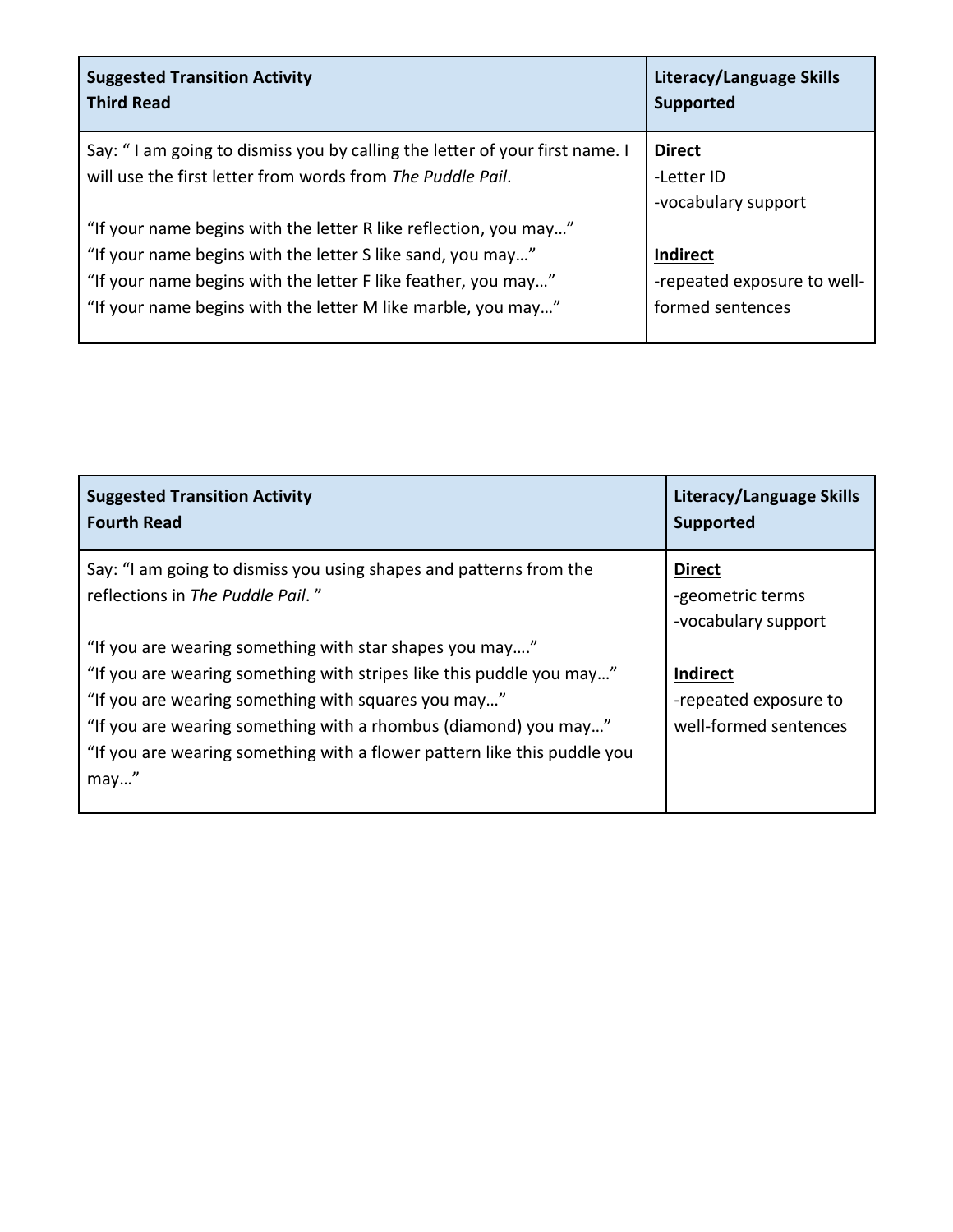| Suggested Transition Activity<br>Third Read | Literacy/Language Skills Supported |
|---|---|
| Say: " I am going to dismiss you by calling the letter of your first name. I will use the first letter from words from *The Puddle Pail*.<br><br>"If your name begins with the letter R like reflection, you may…"<br>"If your name begins with the letter S like sand, you may…"<br>"If your name begins with the letter F like feather, you may…"<br>"If your name begins with the letter M like marble, you may…" | **Direct**<br>-Letter ID<br>-vocabulary support<br><br>**Indirect**<br>-repeated exposure to well-formed sentences |

| Suggested Transition Activity<br>Fourth Read | Literacy/Language Skills Supported |
|---|---|
| Say: "I am going to dismiss you using shapes and patterns from the reflections in *The Puddle Pail*. "<br><br>"If you are wearing something with star shapes you may…."<br>"If you are wearing something with stripes like this puddle you may…"<br>"If you are wearing something with squares you may…"<br>"If you are wearing something with a rhombus (diamond) you may…"<br>"If you are wearing something with a flower pattern like this puddle you may…" | **Direct**<br>-geometric terms<br>-vocabulary support<br><br>**Indirect**<br>-repeated exposure to well-formed sentences |